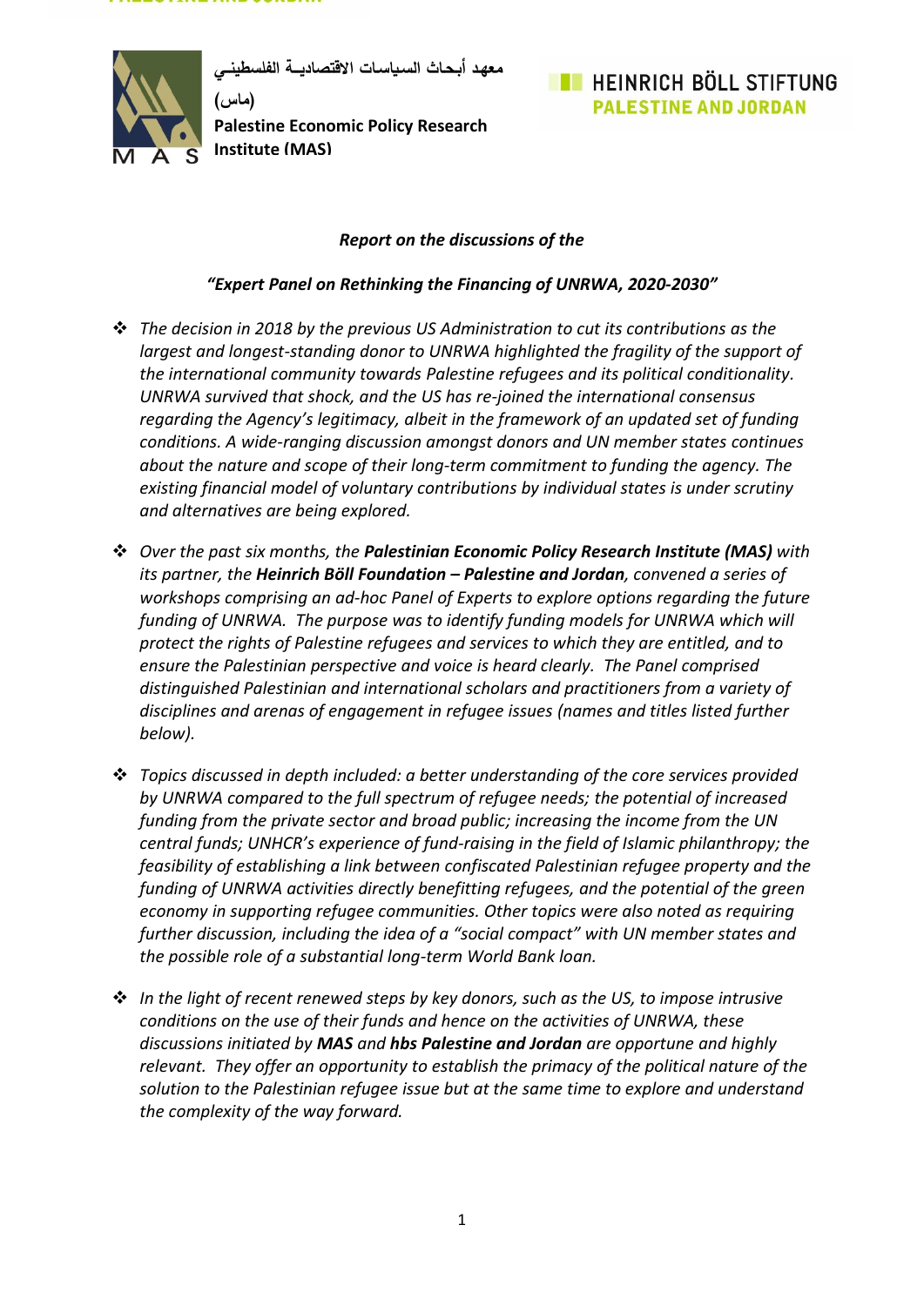معهد أبحاث السياسات الاقتصادية الفلسطيني

(ماس)

**Palestine Economic Policy Research Institute (MAS)**

**HEINRICH BÖLL STIFTUNG**
**PALESTINE AND JORDAN**

***Report on the discussions of the***

***"Expert Panel on Rethinking the Financing of UNRWA, 2020-2030"***

- *The decision in 2018 by the previous US Administration to cut its contributions as the largest and longest-standing donor to UNRWA highlighted the fragility of the support of the international community towards Palestine refugees and its political conditionality. UNRWA survived that shock, and the US has re-joined the international consensus regarding the Agency's legitimacy, albeit in the framework of an updated set of funding conditions. A wide-ranging discussion amongst donors and UN member states continues about the nature and scope of their long-term commitment to funding the agency. The existing financial model of voluntary contributions by individual states is under scrutiny and alternatives are being explored.*

- *Over the past six months, the **Palestinian Economic Policy Research Institute (MAS)** with its partner, the **Heinrich Böll Foundation – Palestine and Jordan**, convened a series of workshops comprising an ad-hoc Panel of Experts to explore options regarding the future funding of UNRWA. The purpose was to identify funding models for UNRWA which will protect the rights of Palestine refugees and services to which they are entitled, and to ensure the Palestinian perspective and voice is heard clearly. The Panel comprised distinguished Palestinian and international scholars and practitioners from a variety of disciplines and arenas of engagement in refugee issues (names and titles listed further below).*

- *Topics discussed in depth included: a better understanding of the core services provided by UNRWA compared to the full spectrum of refugee needs; the potential of increased funding from the private sector and broad public; increasing the income from the UN central funds; UNHCR's experience of fund-raising in the field of Islamic philanthropy; the feasibility of establishing a link between confiscated Palestinian refugee property and the funding of UNRWA activities directly benefitting refugees, and the potential of the green economy in supporting refugee communities. Other topics were also noted as requiring further discussion, including the idea of a "social compact" with UN member states and the possible role of a substantial long-term World Bank loan.*

- *In the light of recent renewed steps by key donors, such as the US, to impose intrusive conditions on the use of their funds and hence on the activities of UNRWA, these discussions initiated by **MAS** and **hbs Palestine and Jordan** are opportune and highly relevant. They offer an opportunity to establish the primacy of the political nature of the solution to the Palestinian refugee issue but at the same time to explore and understand the complexity of the way forward.*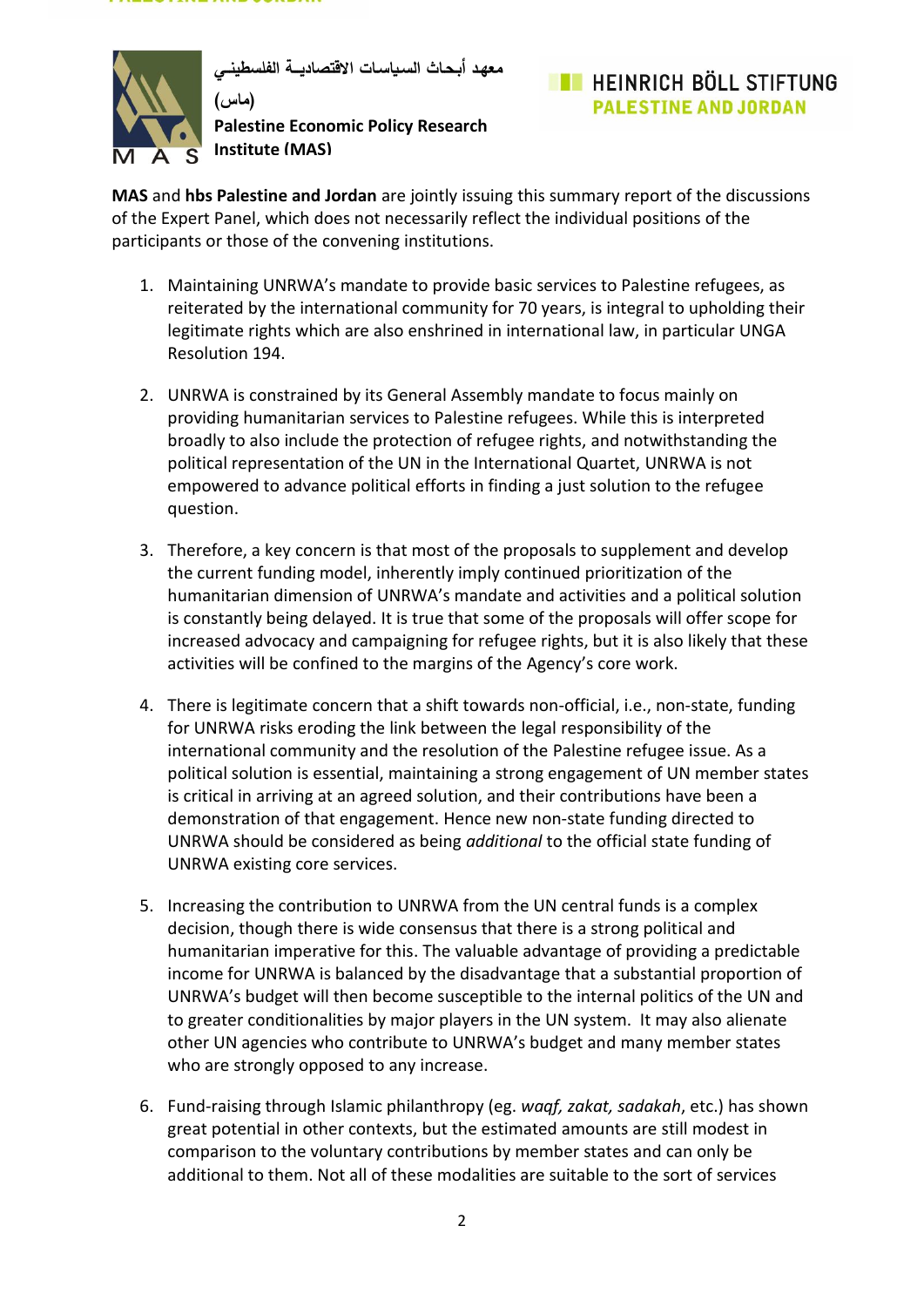معهد أبحاث السياسات الاقتصادية الفلسطيني (ماس)
**Palestine Economic Policy Research Institute (MAS)**

HEINRICH BÖLL STIFTUNG
PALESTINE AND JORDAN

**MAS** and **hbs Palestine and Jordan** are jointly issuing this summary report of the discussions of the Expert Panel, which does not necessarily reflect the individual positions of the participants or those of the convening institutions.

1. Maintaining UNRWA's mandate to provide basic services to Palestine refugees, as reiterated by the international community for 70 years, is integral to upholding their legitimate rights which are also enshrined in international law, in particular UNGA Resolution 194.

2. UNRWA is constrained by its General Assembly mandate to focus mainly on providing humanitarian services to Palestine refugees. While this is interpreted broadly to also include the protection of refugee rights, and notwithstanding the political representation of the UN in the International Quartet, UNRWA is not empowered to advance political efforts in finding a just solution to the refugee question.

3. Therefore, a key concern is that most of the proposals to supplement and develop the current funding model, inherently imply continued prioritization of the humanitarian dimension of UNRWA's mandate and activities and a political solution is constantly being delayed. It is true that some of the proposals will offer scope for increased advocacy and campaigning for refugee rights, but it is also likely that these activities will be confined to the margins of the Agency's core work.

4. There is legitimate concern that a shift towards non-official, i.e., non-state, funding for UNRWA risks eroding the link between the legal responsibility of the international community and the resolution of the Palestine refugee issue. As a political solution is essential, maintaining a strong engagement of UN member states is critical in arriving at an agreed solution, and their contributions have been a demonstration of that engagement. Hence new non-state funding directed to UNRWA should be considered as being *additional* to the official state funding of UNRWA existing core services.

5. Increasing the contribution to UNRWA from the UN central funds is a complex decision, though there is wide consensus that there is a strong political and humanitarian imperative for this. The valuable advantage of providing a predictable income for UNRWA is balanced by the disadvantage that a substantial proportion of UNRWA's budget will then become susceptible to the internal politics of the UN and to greater conditionalities by major players in the UN system. It may also alienate other UN agencies who contribute to UNRWA's budget and many member states who are strongly opposed to any increase.

6. Fund-raising through Islamic philanthropy (eg. *waqf, zakat, sadakah*, etc.) has shown great potential in other contexts, but the estimated amounts are still modest in comparison to the voluntary contributions by member states and can only be additional to them. Not all of these modalities are suitable to the sort of services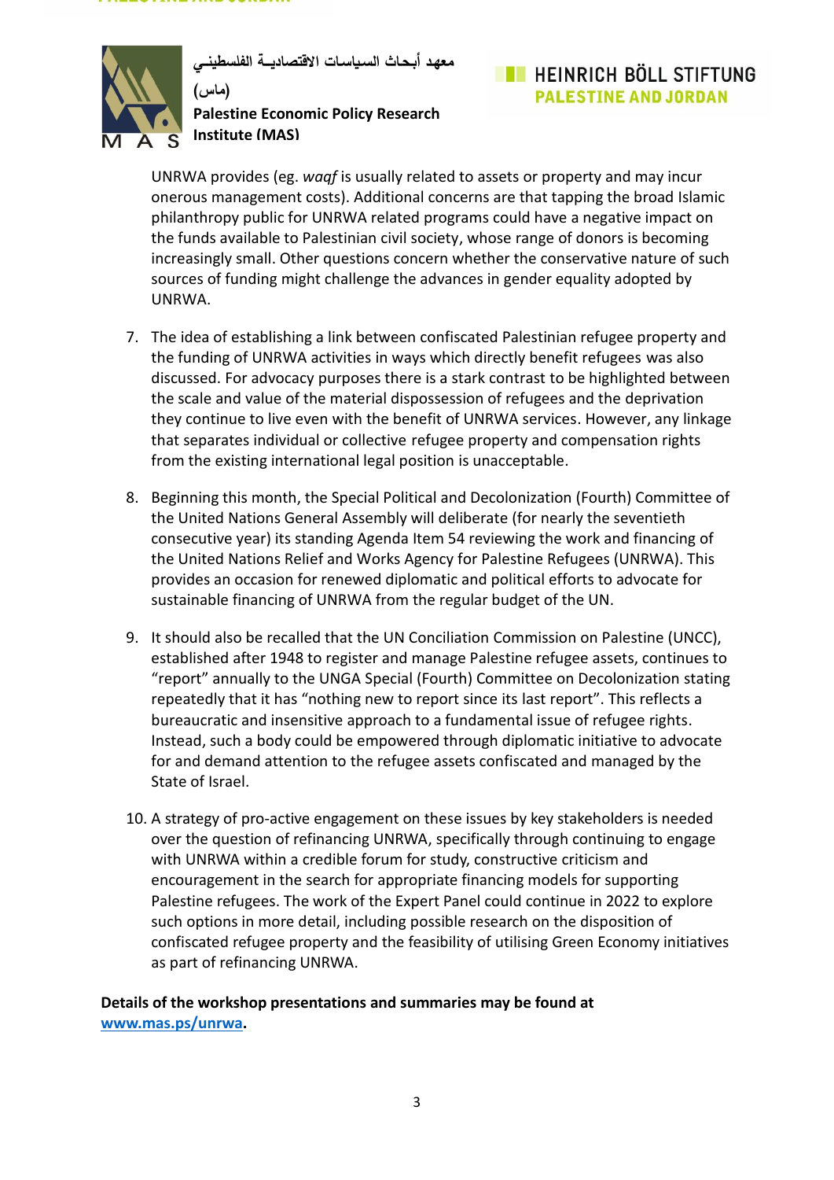UNRWA provides (eg. *waqf* is usually related to assets or property and may incur onerous management costs). Additional concerns are that tapping the broad Islamic philanthropy public for UNRWA related programs could have a negative impact on the funds available to Palestinian civil society, whose range of donors is becoming increasingly small. Other questions concern whether the conservative nature of such sources of funding might challenge the advances in gender equality adopted by UNRWA.

7. The idea of establishing a link between confiscated Palestinian refugee property and the funding of UNRWA activities in ways which directly benefit refugees was also discussed. For advocacy purposes there is a stark contrast to be highlighted between the scale and value of the material dispossession of refugees and the deprivation they continue to live even with the benefit of UNRWA services. However, any linkage that separates individual or collective refugee property and compensation rights from the existing international legal position is unacceptable.

8. Beginning this month, the Special Political and Decolonization (Fourth) Committee of the United Nations General Assembly will deliberate (for nearly the seventieth consecutive year) its standing Agenda Item 54 reviewing the work and financing of the United Nations Relief and Works Agency for Palestine Refugees (UNRWA). This provides an occasion for renewed diplomatic and political efforts to advocate for sustainable financing of UNRWA from the regular budget of the UN.

9. It should also be recalled that the UN Conciliation Commission on Palestine (UNCC), established after 1948 to register and manage Palestine refugee assets, continues to "report" annually to the UNGA Special (Fourth) Committee on Decolonization stating repeatedly that it has "nothing new to report since its last report". This reflects a bureaucratic and insensitive approach to a fundamental issue of refugee rights. Instead, such a body could be empowered through diplomatic initiative to advocate for and demand attention to the refugee assets confiscated and managed by the State of Israel.

10. A strategy of pro-active engagement on these issues by key stakeholders is needed over the question of refinancing UNRWA, specifically through continuing to engage with UNRWA within a credible forum for study, constructive criticism and encouragement in the search for appropriate financing models for supporting Palestine refugees. The work of the Expert Panel could continue in 2022 to explore such options in more detail, including possible research on the disposition of confiscated refugee property and the feasibility of utilising Green Economy initiatives as part of refinancing UNRWA.

**Details of the workshop presentations and summaries may be found at [www.mas.ps/unrwa](www.mas.ps/unrwa).**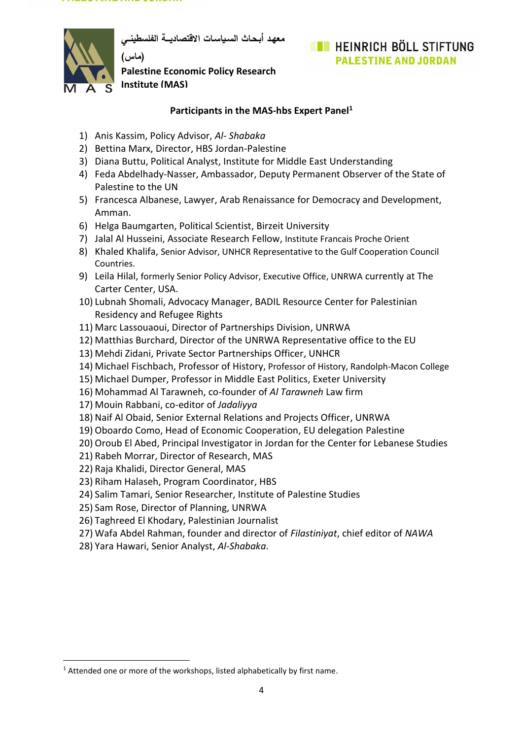معهد أبحاث السياسات الاقتصادية الفلسطيني (ماس)

**Palestine Economic Policy Research Institute (MAS)**

**HEINRICH BÖLL STIFTUNG PALESTINE AND JORDAN**

**Participants in the MAS-hbs Expert Panel[1]**

1) Anis Kassim, Policy Advisor, *Al- Shabaka*
2) Bettina Marx, Director, HBS Jordan-Palestine
3) Diana Buttu, Political Analyst, Institute for Middle East Understanding
4) Feda Abdelhady-Nasser, Ambassador, Deputy Permanent Observer of the State of Palestine to the UN
5) Francesca Albanese, Lawyer, Arab Renaissance for Democracy and Development, Amman.
6) Helga Baumgarten, Political Scientist, Birzeit University
7) Jalal Al Husseini, Associate Research Fellow, Institute Francais Proche Orient
8) Khaled Khalifa, Senior Advisor, UNHCR Representative to the Gulf Cooperation Council Countries.
9) Leila Hilal, formerly Senior Policy Advisor, Executive Office, UNRWA currently at The Carter Center, USA.
10) Lubnah Shomali, Advocacy Manager, BADIL Resource Center for Palestinian Residency and Refugee Rights
11) Marc Lassouaoui, Director of Partnerships Division, UNRWA
12) Matthias Burchard, Director of the UNRWA Representative office to the EU
13) Mehdi Zidani, Private Sector Partnerships Officer, UNHCR
14) Michael Fischbach, Professor of History, Professor of History, Randolph-Macon College
15) Michael Dumper, Professor in Middle East Politics, Exeter University
16) Mohammad Al Tarawneh, co-founder of *Al Tarawneh* Law firm
17) Mouin Rabbani, co-editor of *Jadaliyya*
18) Naif Al Obaid, Senior External Relations and Projects Officer, UNRWA
19) Oboardo Como, Head of Economic Cooperation, EU delegation Palestine
20) Oroub El Abed, Principal Investigator in Jordan for the Center for Lebanese Studies
21) Rabeh Morrar, Director of Research, MAS
22) Raja Khalidi, Director General, MAS
23) Riham Halaseh, Program Coordinator, HBS
24) Salim Tamari, Senior Researcher, Institute of Palestine Studies
25) Sam Rose, Director of Planning, UNRWA
26) Taghreed El Khodary, Palestinian Journalist
27) Wafa Abdel Rahman, founder and director of *Filastiniyat*, chief editor of *NAWA*
28) Yara Hawari, Senior Analyst, *Al-Shabaka*.

---

[1] Attended one or more of the workshops, listed alphabetically by first name.